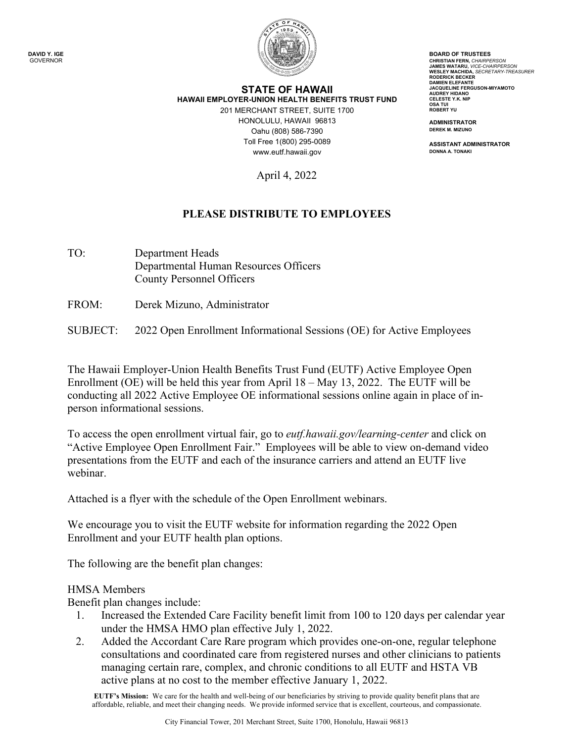DAVID Y. IGE
GOVERNOR

**STATE OF HAWAII**
**HAWAII EMPLOYER-UNION HEALTH BENEFITS TRUST FUND**
201 MERCHANT STREET, SUITE 1700
HONOLULU, HAWAII 96813
Oahu (808) 586-7390
Toll Free 1(800) 295-0089
www.eutf.hawaii.gov

**BOARD OF TRUSTEES**
CHRISTIAN FERN, *CHAIRPERSON*
JAMES WATARU, *VICE-CHAIRPERSON*
WESLEY MACHIDA, *SECRETARY-TREASURER*
RODERICK BECKER
DAMIEN ELEFANTE
JACQUELINE FERGUSON-MIYAMOTO
AUDREY HIDANO
CELESTE Y.K. NIP
OSA TUI
ROBERT YU

**ADMINISTRATOR**
DEREK M. MIZUNO

**ASSISTANT ADMINISTRATOR**
DONNA A. TONAKI

April 4, 2022

**PLEASE DISTRIBUTE TO EMPLOYEES**

TO: Department Heads
Departmental Human Resources Officers
County Personnel Officers

FROM: Derek Mizuno, Administrator

SUBJECT: 2022 Open Enrollment Informational Sessions (OE) for Active Employees

The Hawaii Employer-Union Health Benefits Trust Fund (EUTF) Active Employee Open Enrollment (OE) will be held this year from April 18 – May 13, 2022. The EUTF will be conducting all 2022 Active Employee OE informational sessions online again in place of in-person informational sessions.

To access the open enrollment virtual fair, go to *eutf.hawaii.gov/learning-center* and click on "Active Employee Open Enrollment Fair." Employees will be able to view on-demand video presentations from the EUTF and each of the insurance carriers and attend an EUTF live webinar.

Attached is a flyer with the schedule of the Open Enrollment webinars.

We encourage you to visit the EUTF website for information regarding the 2022 Open Enrollment and your EUTF health plan options.

The following are the benefit plan changes:

HMSA Members
Benefit plan changes include:

1. Increased the Extended Care Facility benefit limit from 100 to 120 days per calendar year under the HMSA HMO plan effective July 1, 2022.
2. Added the Accordant Care Rare program which provides one-on-one, regular telephone consultations and coordinated care from registered nurses and other clinicians to patients managing certain rare, complex, and chronic conditions to all EUTF and HSTA VB active plans at no cost to the member effective January 1, 2022.

**EUTF's Mission:** We care for the health and well-being of our beneficiaries by striving to provide quality benefit plans that are affordable, reliable, and meet their changing needs. We provide informed service that is excellent, courteous, and compassionate.

City Financial Tower, 201 Merchant Street, Suite 1700, Honolulu, Hawaii 96813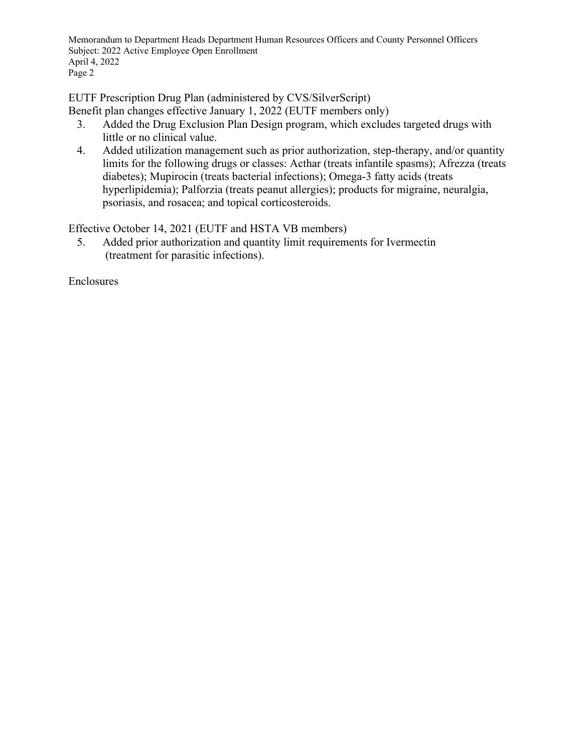EUTF Prescription Drug Plan (administered by CVS/SilverScript)

Benefit plan changes effective January 1, 2022 (EUTF members only)

3. Added the Drug Exclusion Plan Design program, which excludes targeted drugs with little or no clinical value.
4. Added utilization management such as prior authorization, step-therapy, and/or quantity limits for the following drugs or classes: Acthar (treats infantile spasms); Afrezza (treats diabetes); Mupirocin (treats bacterial infections); Omega-3 fatty acids (treats hyperlipidemia); Palforzia (treats peanut allergies); products for migraine, neuralgia, psoriasis, and rosacea; and topical corticosteroids.

Effective October 14, 2021 (EUTF and HSTA VB members)

5. Added prior authorization and quantity limit requirements for Ivermectin (treatment for parasitic infections).

Enclosures